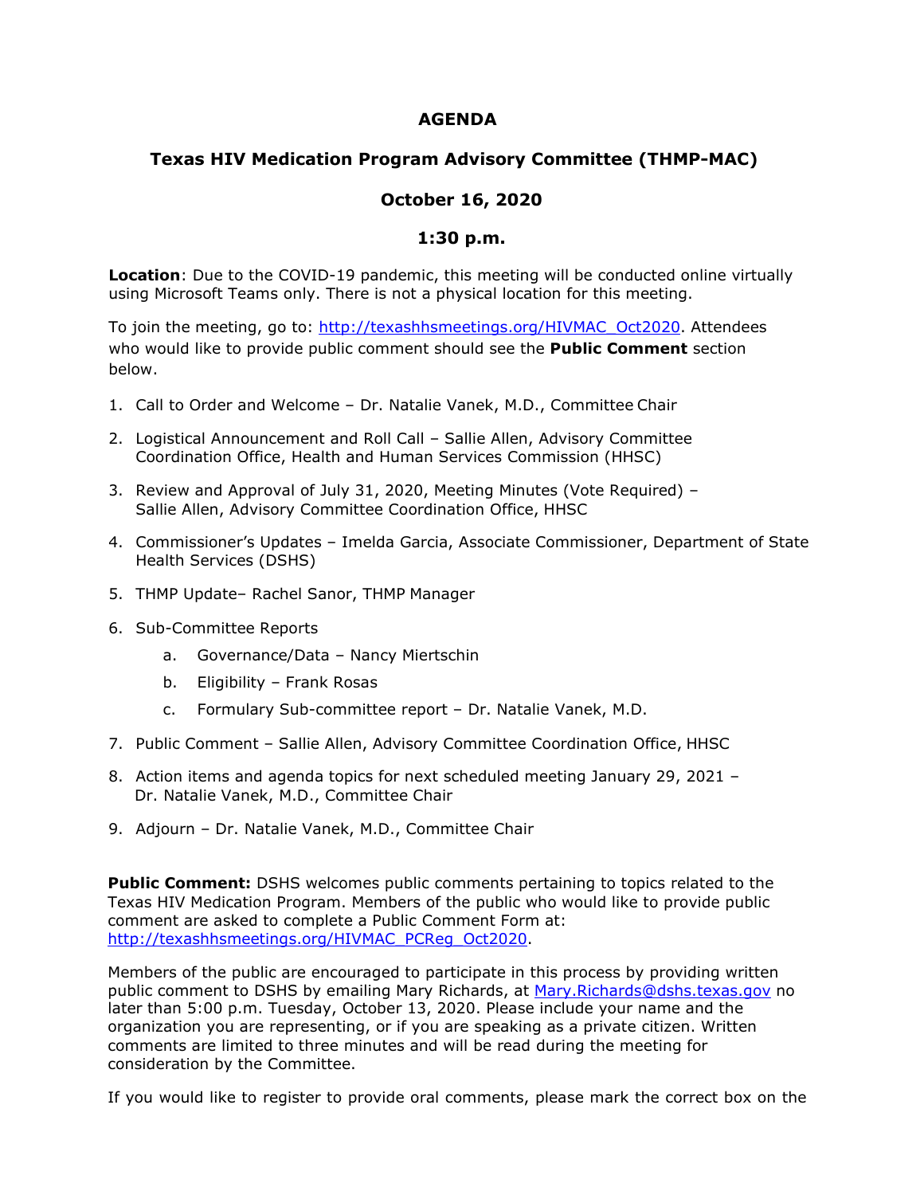# AGENDA

## Texas HIV Medication Program Advisory Committee (THMP-MAC)

## October 16, 2020

## 1:30 p.m.

**Location**: Due to the COVID-19 pandemic, this meeting will be conducted online virtually using Microsoft Teams only. There is not a physical location for this meeting.

To join the meeting, go to: http://texashhsmeetings.org/HIVMAC_Oct2020. Attendees who would like to provide public comment should see the **Public Comment** section below.

1. Call to Order and Welcome – Dr. Natalie Vanek, M.D., Committee Chair
2. Logistical Announcement and Roll Call – Sallie Allen, Advisory Committee Coordination Office, Health and Human Services Commission (HHSC)
3. Review and Approval of July 31, 2020, Meeting Minutes (Vote Required) – Sallie Allen, Advisory Committee Coordination Office, HHSC
4. Commissioner's Updates – Imelda Garcia, Associate Commissioner, Department of State Health Services (DSHS)
5. THMP Update– Rachel Sanor, THMP Manager
6. Sub-Committee Reports
   a. Governance/Data – Nancy Miertschin
   b. Eligibility – Frank Rosas
   c. Formulary Sub-committee report – Dr. Natalie Vanek, M.D.
7. Public Comment – Sallie Allen, Advisory Committee Coordination Office, HHSC
8. Action items and agenda topics for next scheduled meeting January 29, 2021 – Dr. Natalie Vanek, M.D., Committee Chair
9. Adjourn – Dr. Natalie Vanek, M.D., Committee Chair

**Public Comment:** DSHS welcomes public comments pertaining to topics related to the Texas HIV Medication Program. Members of the public who would like to provide public comment are asked to complete a Public Comment Form at: http://texashhsmeetings.org/HIVMAC_PCReg_Oct2020.

Members of the public are encouraged to participate in this process by providing written public comment to DSHS by emailing Mary Richards, at Mary.Richards@dshs.texas.gov no later than 5:00 p.m. Tuesday, October 13, 2020. Please include your name and the organization you are representing, or if you are speaking as a private citizen. Written comments are limited to three minutes and will be read during the meeting for consideration by the Committee.

If you would like to register to provide oral comments, please mark the correct box on the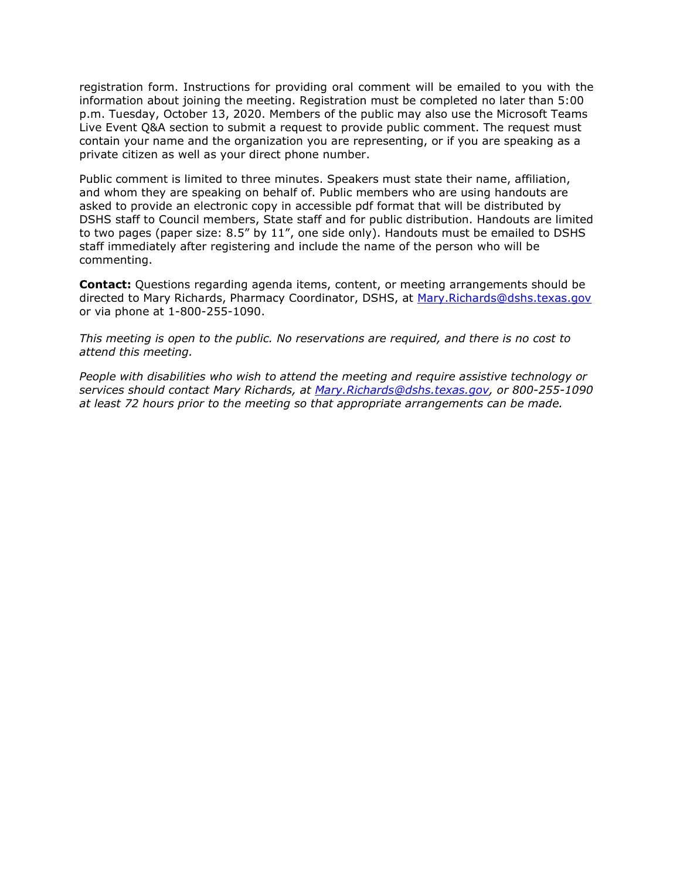registration form. Instructions for providing oral comment will be emailed to you with the information about joining the meeting. Registration must be completed no later than 5:00 p.m. Tuesday, October 13, 2020. Members of the public may also use the Microsoft Teams Live Event Q&A section to submit a request to provide public comment. The request must contain your name and the organization you are representing, or if you are speaking as a private citizen as well as your direct phone number.

Public comment is limited to three minutes. Speakers must state their name, affiliation, and whom they are speaking on behalf of. Public members who are using handouts are asked to provide an electronic copy in accessible pdf format that will be distributed by DSHS staff to Council members, State staff and for public distribution. Handouts are limited to two pages (paper size: 8.5" by 11", one side only). Handouts must be emailed to DSHS staff immediately after registering and include the name of the person who will be commenting.

**Contact:** Questions regarding agenda items, content, or meeting arrangements should be directed to Mary Richards, Pharmacy Coordinator, DSHS, at Mary.Richards@dshs.texas.gov or via phone at 1-800-255-1090.

*This meeting is open to the public. No reservations are required, and there is no cost to attend this meeting.*

*People with disabilities who wish to attend the meeting and require assistive technology or services should contact Mary Richards, at Mary.Richards@dshs.texas.gov, or 800-255-1090 at least 72 hours prior to the meeting so that appropriate arrangements can be made.*